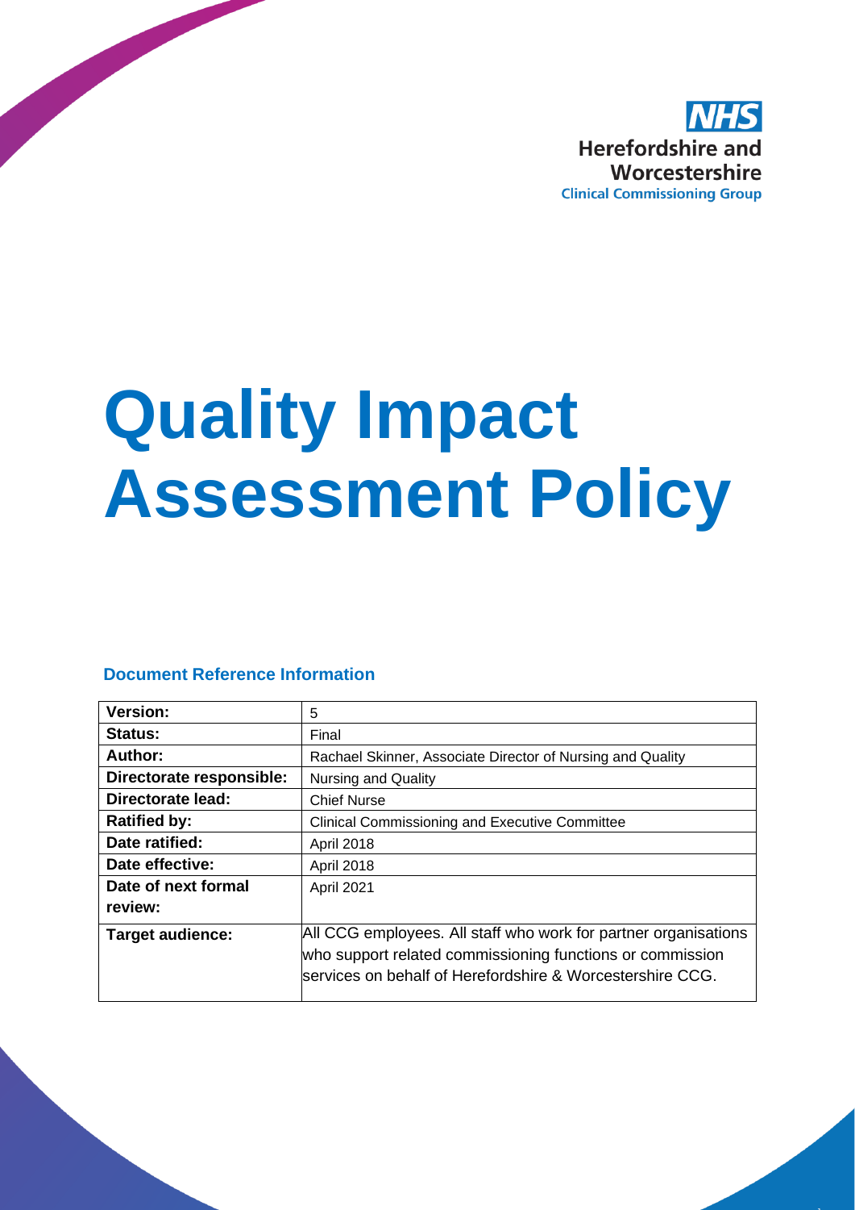NHS
Herefordshire and Worcestershire
Clinical Commissioning Group

# Quality Impact Assessment Policy

### Document Reference Information

| **Version:** | 5 |
|---|---|
| **Status:** | Final |
| **Author:** | Rachael Skinner, Associate Director of Nursing and Quality |
| **Directorate responsible:** | Nursing and Quality |
| **Directorate lead:** | Chief Nurse |
| **Ratified by:** | Clinical Commissioning and Executive Committee |
| **Date ratified:** | April 2018 |
| **Date effective:** | April 2018 |
| **Date of next formal review:** | April 2021 |
| **Target audience:** | All CCG employees. All staff who work for partner organisations who support related commissioning functions or commission services on behalf of Herefordshire & Worcestershire CCG. |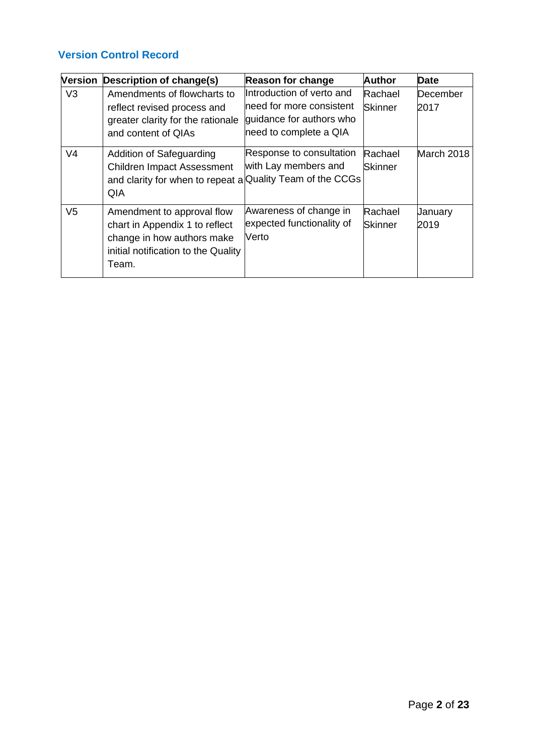## Version Control Record

| Version | Description of change(s) | Reason for change | Author | Date |
| --- | --- | --- | --- | --- |
| V3 | Amendments of flowcharts to reflect revised process and greater clarity for the rationale and content of QIAs | Introduction of verto and need for more consistent guidance for authors who need to complete a QIA | Rachael Skinner | December 2017 |
| V4 | Addition of Safeguarding Children Impact Assessment and clarity for when to repeat a QIA | Response to consultation with Lay members and Quality Team of the CCGs | Rachael Skinner | March 2018 |
| V5 | Amendment to approval flow chart in Appendix 1 to reflect change in how authors make initial notification to the Quality Team. | Awareness of change in expected functionality of Verto | Rachael Skinner | January 2019 |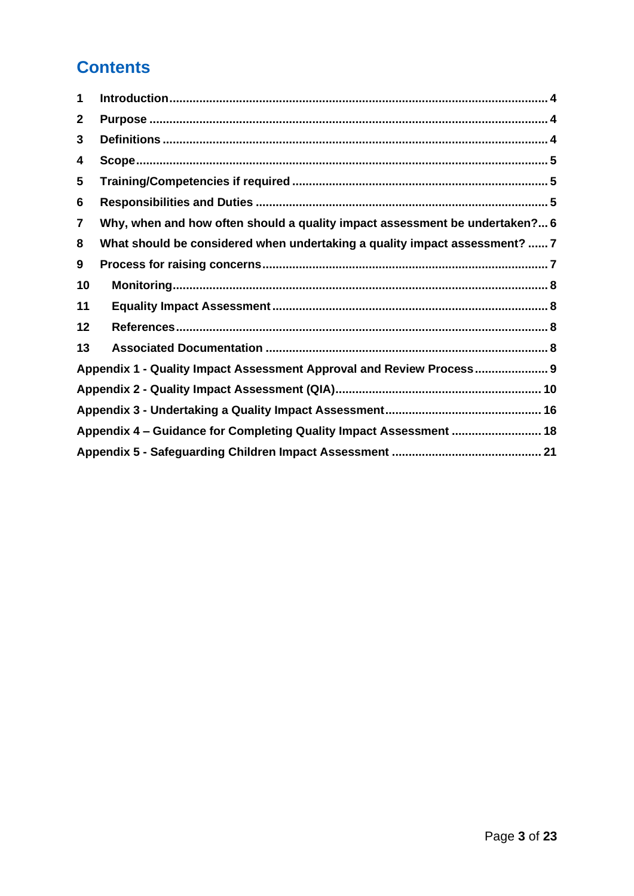# Contents

1 Introduction ........................................................................................................ 4
2 Purpose ............................................................................................................... 4
3 Definitions .......................................................................................................... 4
4 Scope .................................................................................................................. 5
5 Training/Competencies if required ................................................................... 5
6 Responsibilities and Duties ............................................................................... 5
7 Why, when and how often should a quality impact assessment be undertaken?... 6
8 What should be considered when undertaking a quality impact assessment? ...... 7
9 Process for raising concerns ............................................................................. 7
10 Monitoring ......................................................................................................... 8
11 Equality Impact Assessment ............................................................................ 8
12 References ......................................................................................................... 8
13 Associated Documentation ............................................................................... 8
Appendix 1 - Quality Impact Assessment Approval and Review Process ...................... 9
Appendix 2 - Quality Impact Assessment (QIA) ............................................................. 10
Appendix 3 - Undertaking a Quality Impact Assessment .............................................. 16
Appendix 4 – Guidance for Completing Quality Impact Assessment ........................... 18
Appendix 5 - Safeguarding Children Impact Assessment ............................................ 21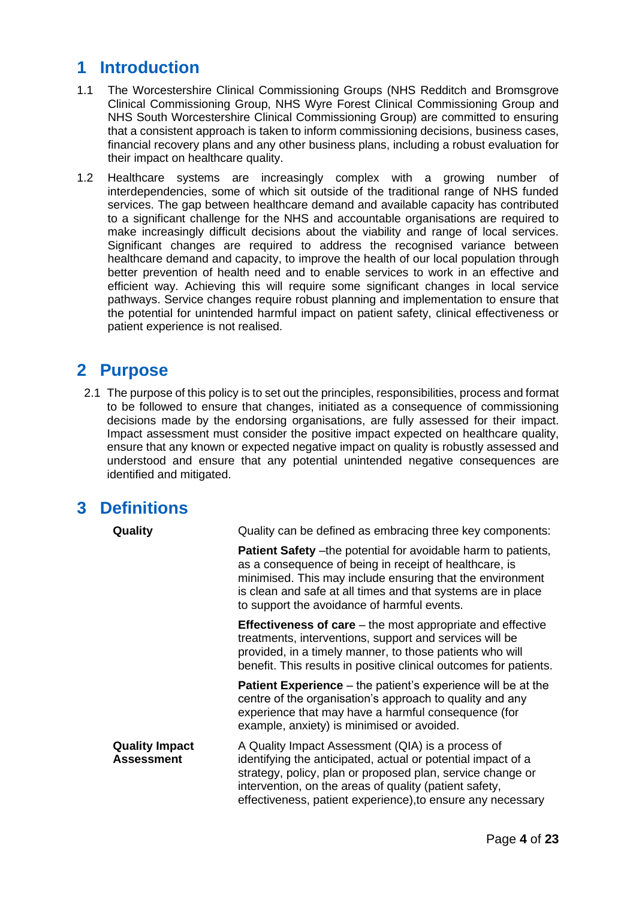# 1 Introduction

1.1 The Worcestershire Clinical Commissioning Groups (NHS Redditch and Bromsgrove Clinical Commissioning Group, NHS Wyre Forest Clinical Commissioning Group and NHS South Worcestershire Clinical Commissioning Group) are committed to ensuring that a consistent approach is taken to inform commissioning decisions, business cases, financial recovery plans and any other business plans, including a robust evaluation for their impact on healthcare quality.

1.2 Healthcare systems are increasingly complex with a growing number of interdependencies, some of which sit outside of the traditional range of NHS funded services. The gap between healthcare demand and available capacity has contributed to a significant challenge for the NHS and accountable organisations are required to make increasingly difficult decisions about the viability and range of local services. Significant changes are required to address the recognised variance between healthcare demand and capacity, to improve the health of our local population through better prevention of health need and to enable services to work in an effective and efficient way. Achieving this will require some significant changes in local service pathways. Service changes require robust planning and implementation to ensure that the potential for unintended harmful impact on patient safety, clinical effectiveness or patient experience is not realised.

# 2 Purpose

2.1 The purpose of this policy is to set out the principles, responsibilities, process and format to be followed to ensure that changes, initiated as a consequence of commissioning decisions made by the endorsing organisations, are fully assessed for their impact. Impact assessment must consider the positive impact expected on healthcare quality, ensure that any known or expected negative impact on quality is robustly assessed and understood and ensure that any potential unintended negative consequences are identified and mitigated.

# 3 Definitions

**Quality**

Quality can be defined as embracing three key components:

**Patient Safety** –the potential for avoidable harm to patients, as a consequence of being in receipt of healthcare, is minimised. This may include ensuring that the environment is clean and safe at all times and that systems are in place to support the avoidance of harmful events.

**Effectiveness of care** – the most appropriate and effective treatments, interventions, support and services will be provided, in a timely manner, to those patients who will benefit. This results in positive clinical outcomes for patients.

**Patient Experience** – the patient's experience will be at the centre of the organisation's approach to quality and any experience that may have a harmful consequence (for example, anxiety) is minimised or avoided.

**Quality Impact Assessment**

A Quality Impact Assessment (QIA) is a process of identifying the anticipated, actual or potential impact of a strategy, policy, plan or proposed plan, service change or intervention, on the areas of quality (patient safety, effectiveness, patient experience),to ensure any necessary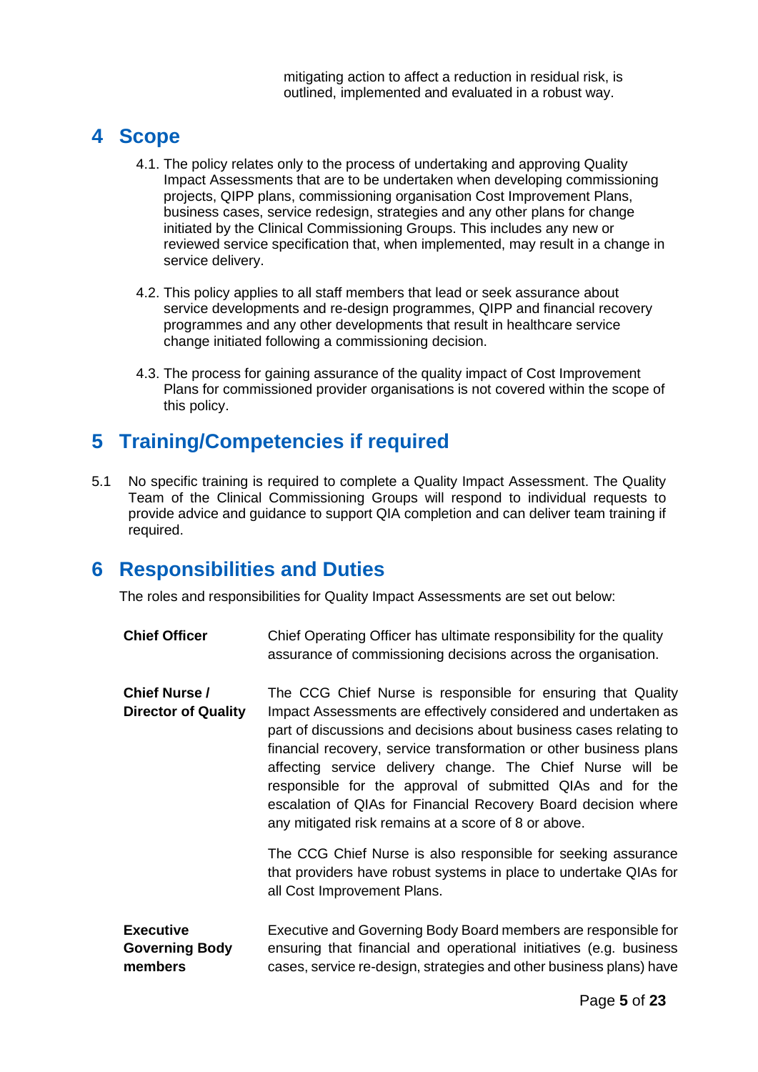mitigating action to affect a reduction in residual risk, is outlined, implemented and evaluated in a robust way.

# 4 Scope

4.1. The policy relates only to the process of undertaking and approving Quality Impact Assessments that are to be undertaken when developing commissioning projects, QIPP plans, commissioning organisation Cost Improvement Plans, business cases, service redesign, strategies and any other plans for change initiated by the Clinical Commissioning Groups. This includes any new or reviewed service specification that, when implemented, may result in a change in service delivery.

4.2. This policy applies to all staff members that lead or seek assurance about service developments and re-design programmes, QIPP and financial recovery programmes and any other developments that result in healthcare service change initiated following a commissioning decision.

4.3. The process for gaining assurance of the quality impact of Cost Improvement Plans for commissioned provider organisations is not covered within the scope of this policy.

# 5 Training/Competencies if required

5.1 No specific training is required to complete a Quality Impact Assessment. The Quality Team of the Clinical Commissioning Groups will respond to individual requests to provide advice and guidance to support QIA completion and can deliver team training if required.

# 6 Responsibilities and Duties

The roles and responsibilities for Quality Impact Assessments are set out below:

| | |
|---|---|
| **Chief Officer** | Chief Operating Officer has ultimate responsibility for the quality assurance of commissioning decisions across the organisation. |
| **Chief Nurse / Director of Quality** | The CCG Chief Nurse is responsible for ensuring that Quality Impact Assessments are effectively considered and undertaken as part of discussions and decisions about business cases relating to financial recovery, service transformation or other business plans affecting service delivery change. The Chief Nurse will be responsible for the approval of submitted QIAs and for the escalation of QIAs for Financial Recovery Board decision where any mitigated risk remains at a score of 8 or above.<br><br>The CCG Chief Nurse is also responsible for seeking assurance that providers have robust systems in place to undertake QIAs for all Cost Improvement Plans. |
| **Executive Governing Body members** | Executive and Governing Body Board members are responsible for ensuring that financial and operational initiatives (e.g. business cases, service re-design, strategies and other business plans) have |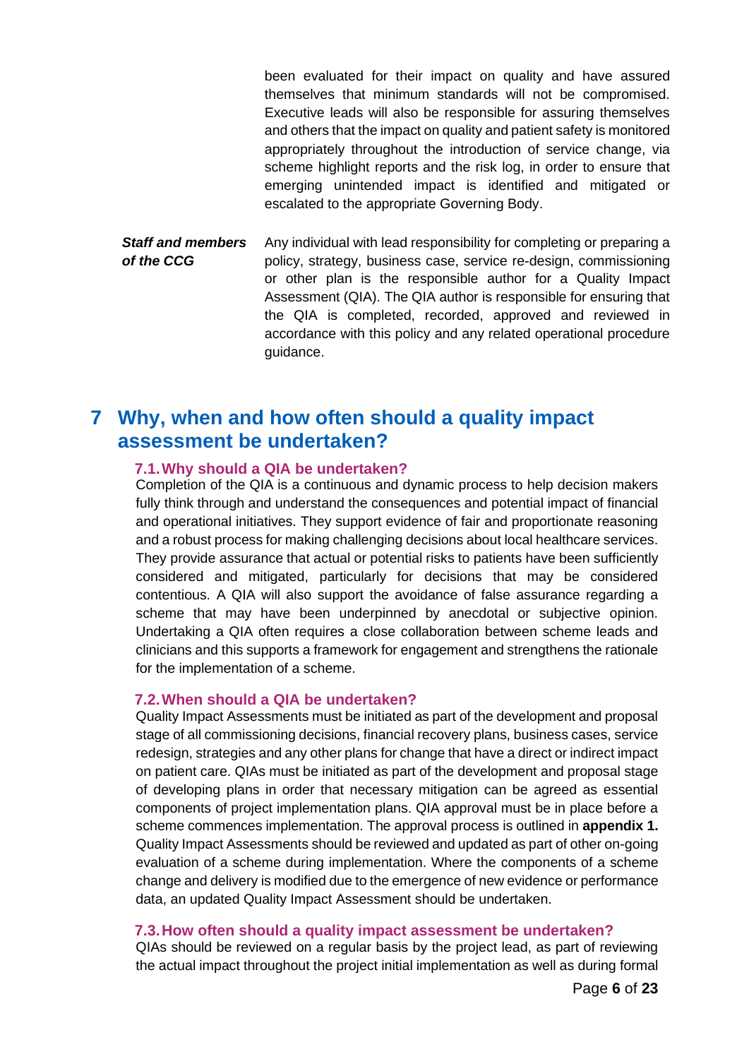been evaluated for their impact on quality and have assured themselves that minimum standards will not be compromised. Executive leads will also be responsible for assuring themselves and others that the impact on quality and patient safety is monitored appropriately throughout the introduction of service change, via scheme highlight reports and the risk log, in order to ensure that emerging unintended impact is identified and mitigated or escalated to the appropriate Governing Body.

| | |
|---|---|
| ***Staff and members of the CCG*** | Any individual with lead responsibility for completing or preparing a policy, strategy, business case, service re-design, commissioning or other plan is the responsible author for a Quality Impact Assessment (QIA). The QIA author is responsible for ensuring that the QIA is completed, recorded, approved and reviewed in accordance with this policy and any related operational procedure guidance. |

# 7 Why, when and how often should a quality impact assessment be undertaken?

## 7.1. Why should a QIA be undertaken?

Completion of the QIA is a continuous and dynamic process to help decision makers fully think through and understand the consequences and potential impact of financial and operational initiatives. They support evidence of fair and proportionate reasoning and a robust process for making challenging decisions about local healthcare services. They provide assurance that actual or potential risks to patients have been sufficiently considered and mitigated, particularly for decisions that may be considered contentious. A QIA will also support the avoidance of false assurance regarding a scheme that may have been underpinned by anecdotal or subjective opinion. Undertaking a QIA often requires a close collaboration between scheme leads and clinicians and this supports a framework for engagement and strengthens the rationale for the implementation of a scheme.

## 7.2. When should a QIA be undertaken?

Quality Impact Assessments must be initiated as part of the development and proposal stage of all commissioning decisions, financial recovery plans, business cases, service redesign, strategies and any other plans for change that have a direct or indirect impact on patient care. QIAs must be initiated as part of the development and proposal stage of developing plans in order that necessary mitigation can be agreed as essential components of project implementation plans. QIA approval must be in place before a scheme commences implementation. The approval process is outlined in **appendix 1.** Quality Impact Assessments should be reviewed and updated as part of other on-going evaluation of a scheme during implementation. Where the components of a scheme change and delivery is modified due to the emergence of new evidence or performance data, an updated Quality Impact Assessment should be undertaken.

## 7.3. How often should a quality impact assessment be undertaken?

QIAs should be reviewed on a regular basis by the project lead, as part of reviewing the actual impact throughout the project initial implementation as well as during formal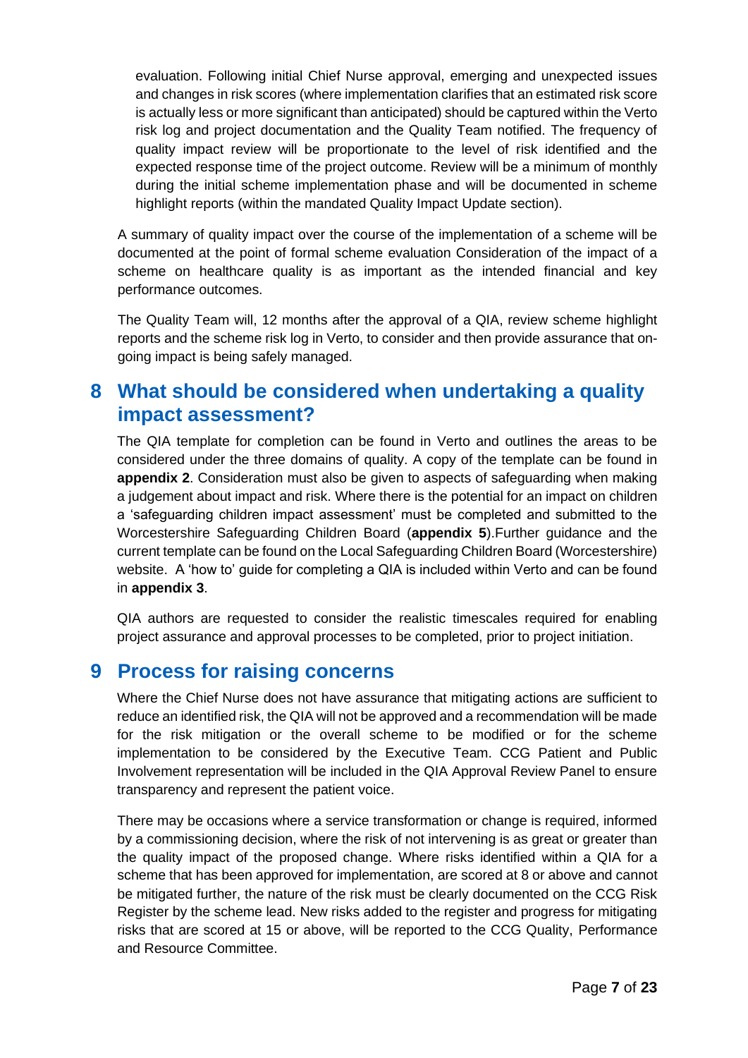evaluation. Following initial Chief Nurse approval, emerging and unexpected issues and changes in risk scores (where implementation clarifies that an estimated risk score is actually less or more significant than anticipated) should be captured within the Verto risk log and project documentation and the Quality Team notified. The frequency of quality impact review will be proportionate to the level of risk identified and the expected response time of the project outcome. Review will be a minimum of monthly during the initial scheme implementation phase and will be documented in scheme highlight reports (within the mandated Quality Impact Update section).

A summary of quality impact over the course of the implementation of a scheme will be documented at the point of formal scheme evaluation Consideration of the impact of a scheme on healthcare quality is as important as the intended financial and key performance outcomes.

The Quality Team will, 12 months after the approval of a QIA, review scheme highlight reports and the scheme risk log in Verto, to consider and then provide assurance that on-going impact is being safely managed.

## 8 What should be considered when undertaking a quality impact assessment?

The QIA template for completion can be found in Verto and outlines the areas to be considered under the three domains of quality. A copy of the template can be found in **appendix 2**. Consideration must also be given to aspects of safeguarding when making a judgement about impact and risk. Where there is the potential for an impact on children a 'safeguarding children impact assessment' must be completed and submitted to the Worcestershire Safeguarding Children Board (**appendix 5**).Further guidance and the current template can be found on the Local Safeguarding Children Board (Worcestershire) website. A 'how to' guide for completing a QIA is included within Verto and can be found in **appendix 3**.

QIA authors are requested to consider the realistic timescales required for enabling project assurance and approval processes to be completed, prior to project initiation.

## 9 Process for raising concerns

Where the Chief Nurse does not have assurance that mitigating actions are sufficient to reduce an identified risk, the QIA will not be approved and a recommendation will be made for the risk mitigation or the overall scheme to be modified or for the scheme implementation to be considered by the Executive Team. CCG Patient and Public Involvement representation will be included in the QIA Approval Review Panel to ensure transparency and represent the patient voice.

There may be occasions where a service transformation or change is required, informed by a commissioning decision, where the risk of not intervening is as great or greater than the quality impact of the proposed change. Where risks identified within a QIA for a scheme that has been approved for implementation, are scored at 8 or above and cannot be mitigated further, the nature of the risk must be clearly documented on the CCG Risk Register by the scheme lead. New risks added to the register and progress for mitigating risks that are scored at 15 or above, will be reported to the CCG Quality, Performance and Resource Committee.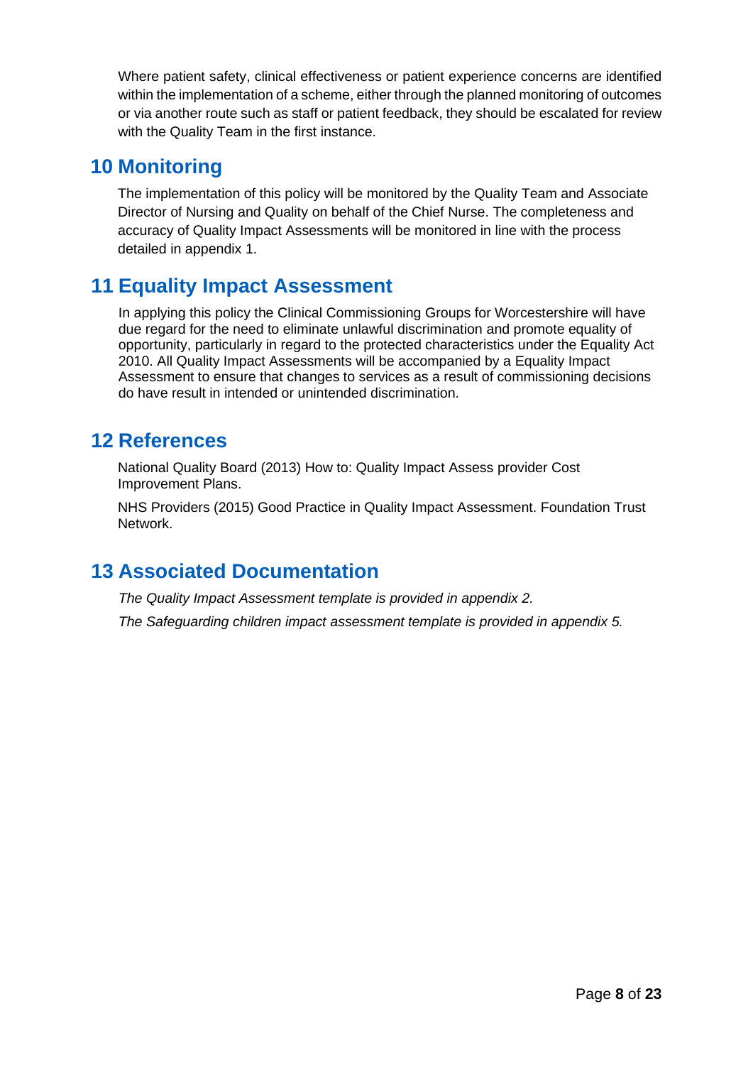Where patient safety, clinical effectiveness or patient experience concerns are identified within the implementation of a scheme, either through the planned monitoring of outcomes or via another route such as staff or patient feedback, they should be escalated for review with the Quality Team in the first instance.

## 10 Monitoring

The implementation of this policy will be monitored by the Quality Team and Associate Director of Nursing and Quality on behalf of the Chief Nurse. The completeness and accuracy of Quality Impact Assessments will be monitored in line with the process detailed in appendix 1.

## 11 Equality Impact Assessment

In applying this policy the Clinical Commissioning Groups for Worcestershire will have due regard for the need to eliminate unlawful discrimination and promote equality of opportunity, particularly in regard to the protected characteristics under the Equality Act 2010. All Quality Impact Assessments will be accompanied by a Equality Impact Assessment to ensure that changes to services as a result of commissioning decisions do have result in intended or unintended discrimination.

## 12 References

National Quality Board (2013) How to: Quality Impact Assess provider Cost Improvement Plans.

NHS Providers (2015) Good Practice in Quality Impact Assessment. Foundation Trust Network.

## 13 Associated Documentation

*The Quality Impact Assessment template is provided in appendix 2.*

*The Safeguarding children impact assessment template is provided in appendix 5.*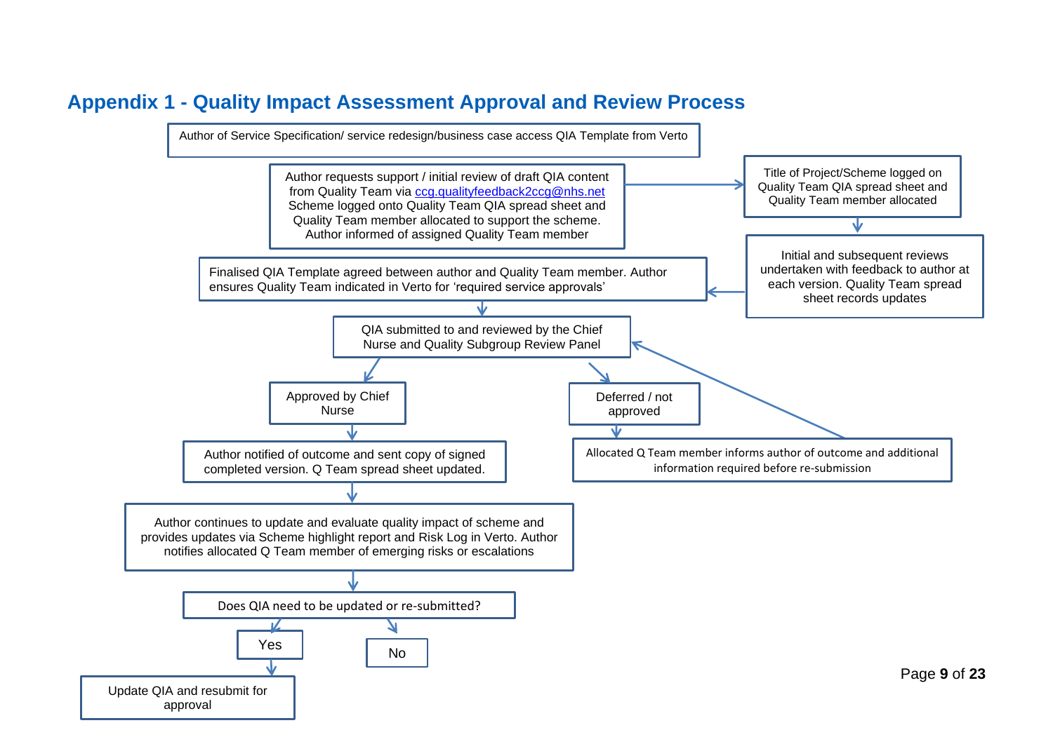## Appendix 1 - Quality Impact Assessment Approval and Review Process

Author of Service Specification/ service redesign/business case access QIA Template from Verto

Author requests support / initial review of draft QIA content from Quality Team via ccg.qualityfeedback2ccg@nhs.net Scheme logged onto Quality Team QIA spread sheet and Quality Team member allocated to support the scheme. Author informed of assigned Quality Team member

Title of Project/Scheme logged on Quality Team QIA spread sheet and Quality Team member allocated

Initial and subsequent reviews undertaken with feedback to author at each version. Quality Team spread sheet records updates

Finalised QIA Template agreed between author and Quality Team member. Author ensures Quality Team indicated in Verto for 'required service approvals'

QIA submitted to and reviewed by the Chief Nurse and Quality Subgroup Review Panel

Approved by Chief Nurse

Author notified of outcome and sent copy of signed completed version. Q Team spread sheet updated.

Deferred / not approved

Allocated Q Team member informs author of outcome and additional information required before re-submission

Author continues to update and evaluate quality impact of scheme and provides updates via Scheme highlight report and Risk Log in Verto. Author notifies allocated Q Team member of emerging risks or escalations

Does QIA need to be updated or re-submitted?

Yes

Update QIA and resubmit for approval

No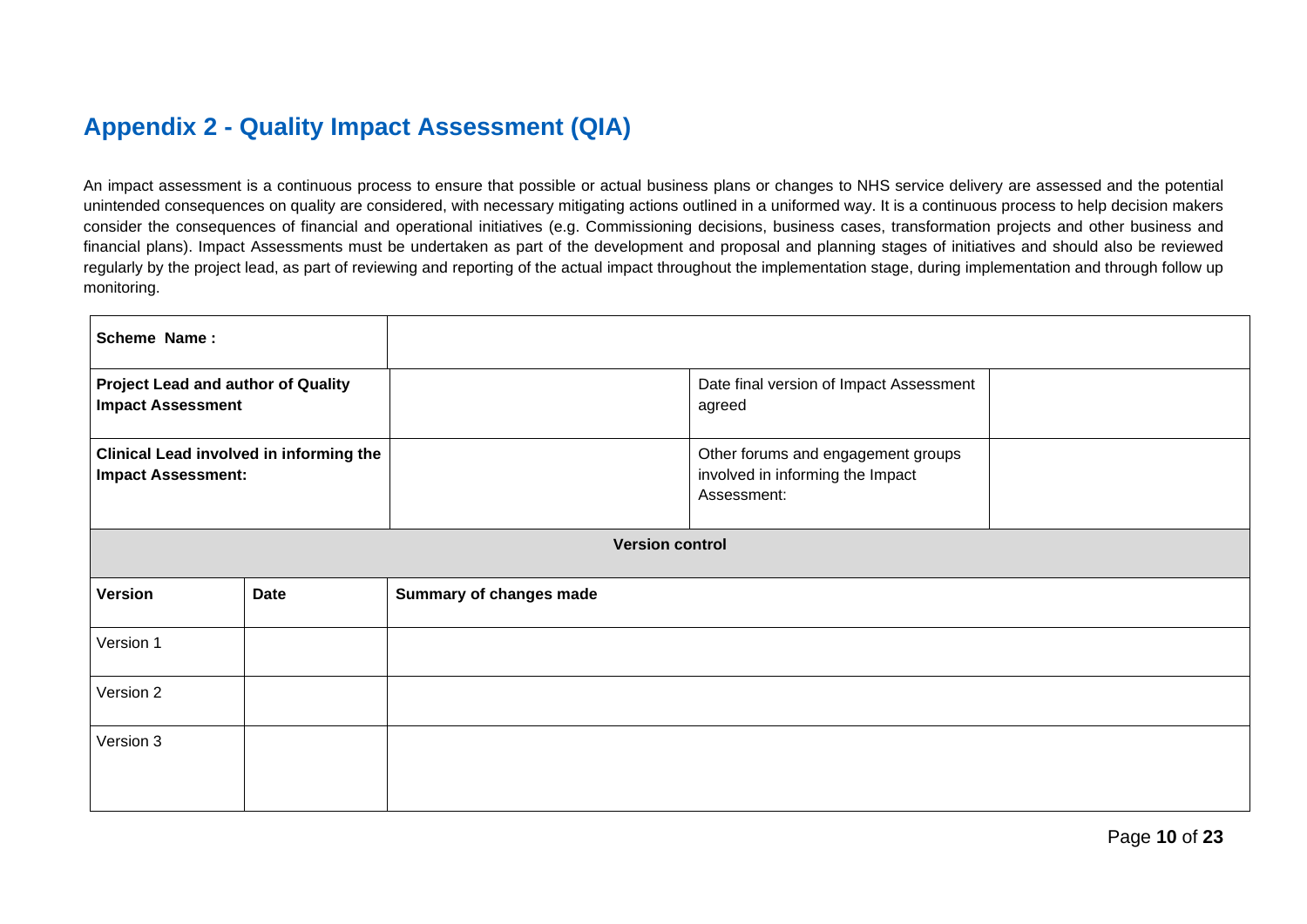## Appendix 2 - Quality Impact Assessment (QIA)

An impact assessment is a continuous process to ensure that possible or actual business plans or changes to NHS service delivery are assessed and the potential unintended consequences on quality are considered, with necessary mitigating actions outlined in a uniformed way. It is a continuous process to help decision makers consider the consequences of financial and operational initiatives (e.g. Commissioning decisions, business cases, transformation projects and other business and financial plans). Impact Assessments must be undertaken as part of the development and proposal and planning stages of initiatives and should also be reviewed regularly by the project lead, as part of reviewing and reporting of the actual impact throughout the implementation stage, during implementation and through follow up monitoring.

| **Scheme Name :** | | | | |
|---|---|---|---|---|
| **Project Lead and author of Quality Impact Assessment** | | | Date final version of Impact Assessment agreed | |
| **Clinical Lead involved in informing the Impact Assessment:** | | | Other forums and engagement groups involved in informing the Impact Assessment: | |
| **Version control** | | | | |
| **Version** | **Date** | **Summary of changes made** | | |
| Version 1 | | | | |
| Version 2 | | | | |
| Version 3 | | | | |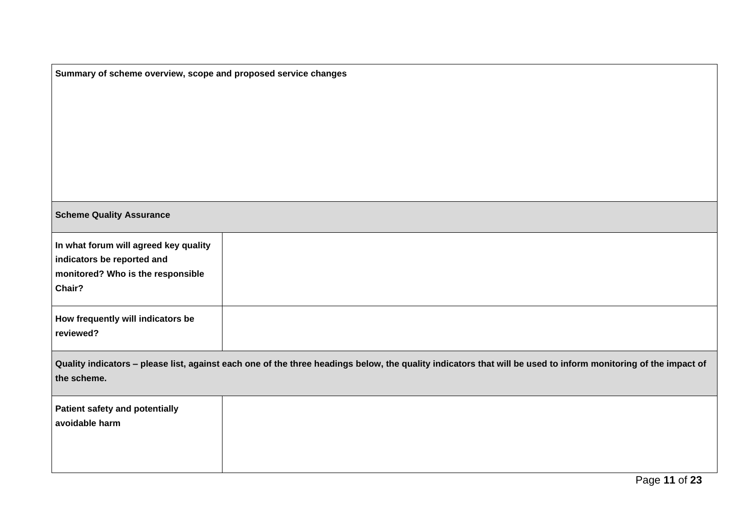| **Summary of scheme overview, scope and proposed service changes** | |
|---|---|
| | |
| **Scheme Quality Assurance** | |
| **In what forum will agreed key quality indicators be reported and monitored? Who is the responsible Chair?** | |
| **How frequently will indicators be reviewed?** | |
| **Quality indicators – please list, against each one of the three headings below, the quality indicators that will be used to inform monitoring of the impact of the scheme.** | |
| **Patient safety and potentially avoidable harm** | |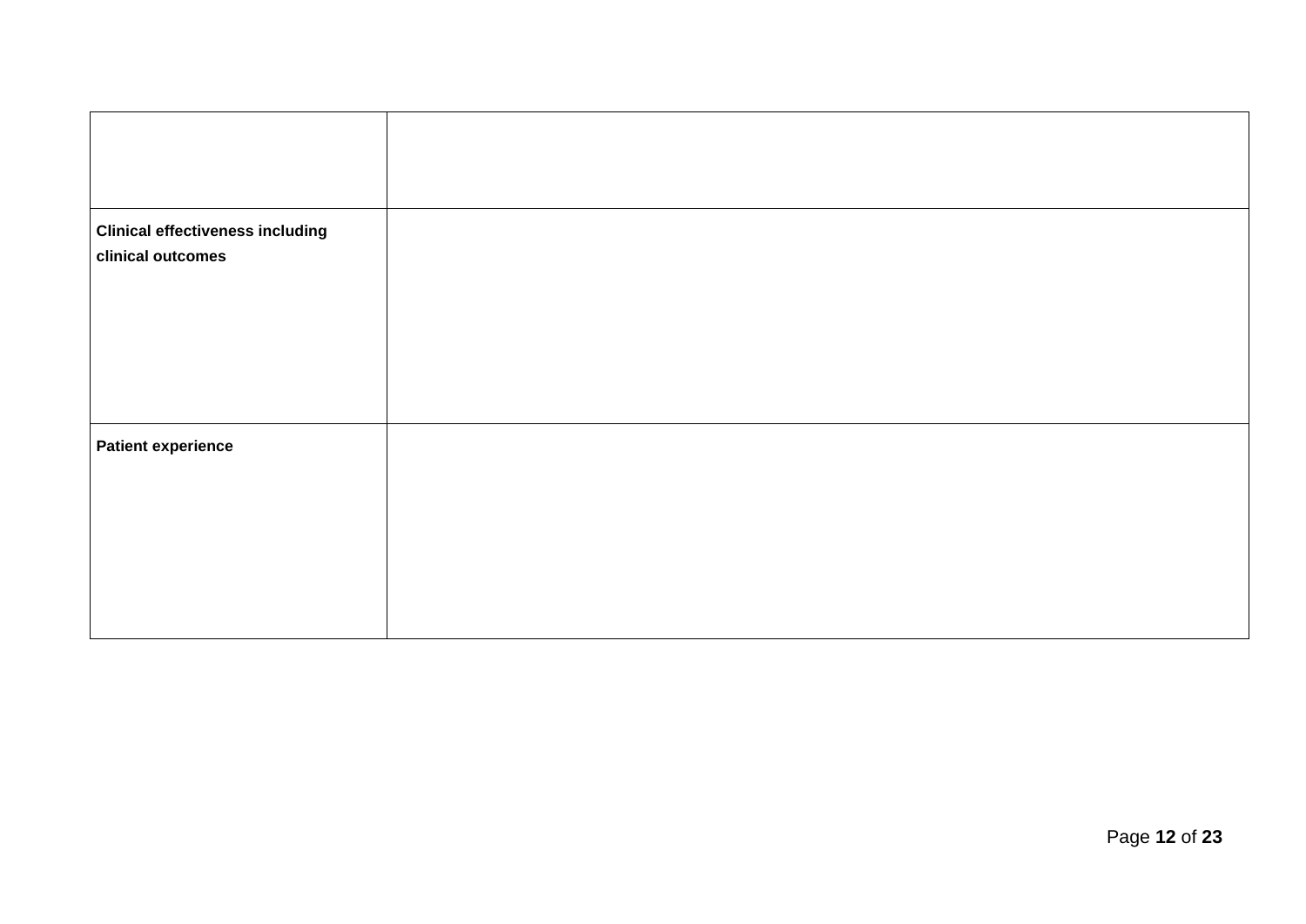| | |
|---|---|
| | |
| **Clinical effectiveness including clinical outcomes** | |
| **Patient experience** | |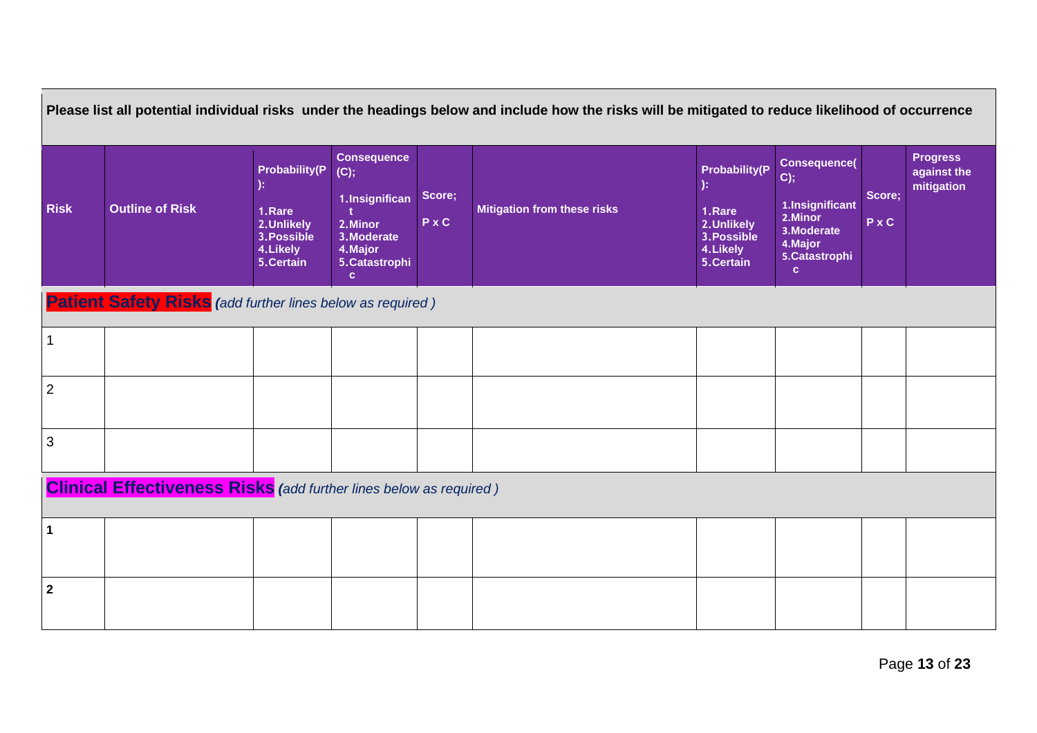**Please list all potential individual risks under the headings below and include how the risks will be mitigated to reduce likelihood of occurrence**

| Risk | Outline of Risk | Probability(P): 1.Rare 2.Unlikely 3.Possible 4.Likely 5.Certain | Consequence (C); 1.Insignificant 2.Minor 3.Moderate 4.Major 5.Catastrophic | Score; P x C | Mitigation from these risks | Probability(P): 1.Rare 2.Unlikely 3.Possible 4.Likely 5.Certain | Consequence(C); 1.Insignificant 2.Minor 3.Moderate 4.Major 5.Catastrophic | Score; P x C | Progress against the mitigation |
|---|---|---|---|---|---|---|---|---|---|
| **Patient Safety Risks** *(add further lines below as required )* | | | | | | | | | |
| 1 | | | | | | | | | |
| 2 | | | | | | | | | |
| 3 | | | | | | | | | |
| **Clinical Effectiveness Risks** *(add further lines below as required )* | | | | | | | | | |
| **1** | | | | | | | | | |
| **2** | | | | | | | | | |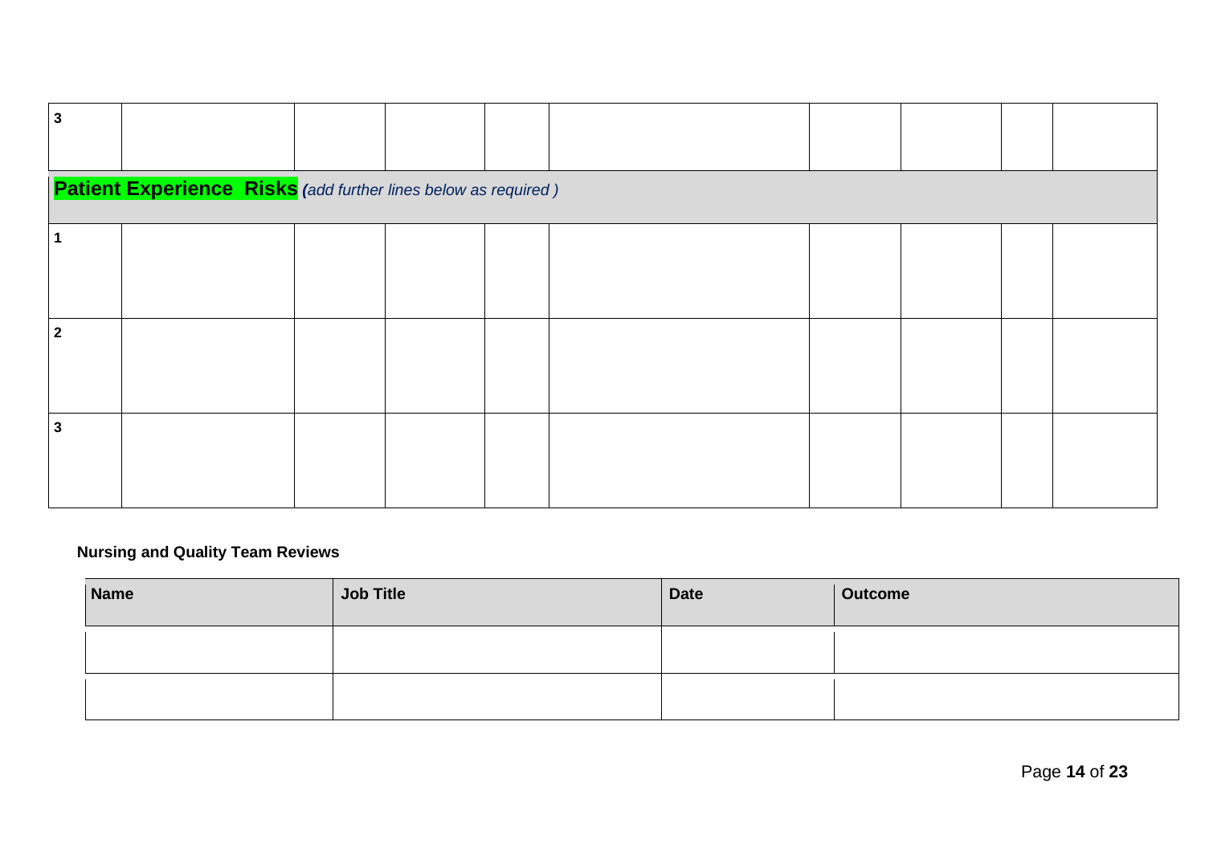| | | | | | | | | | |
|---|---|---|---|---|---|---|---|---|---|
| **3** | | | | | | | | | |
| **Patient Experience Risks** *(add further lines below as required )* | | | | | | | | | |
| **1** | | | | | | | | | |
| **2** | | | | | | | | | |
| **3** | | | | | | | | | |

**Nursing and Quality Team Reviews**

| Name | Job Title | Date | Outcome |
|---|---|---|---|
| | | | |
| | | | |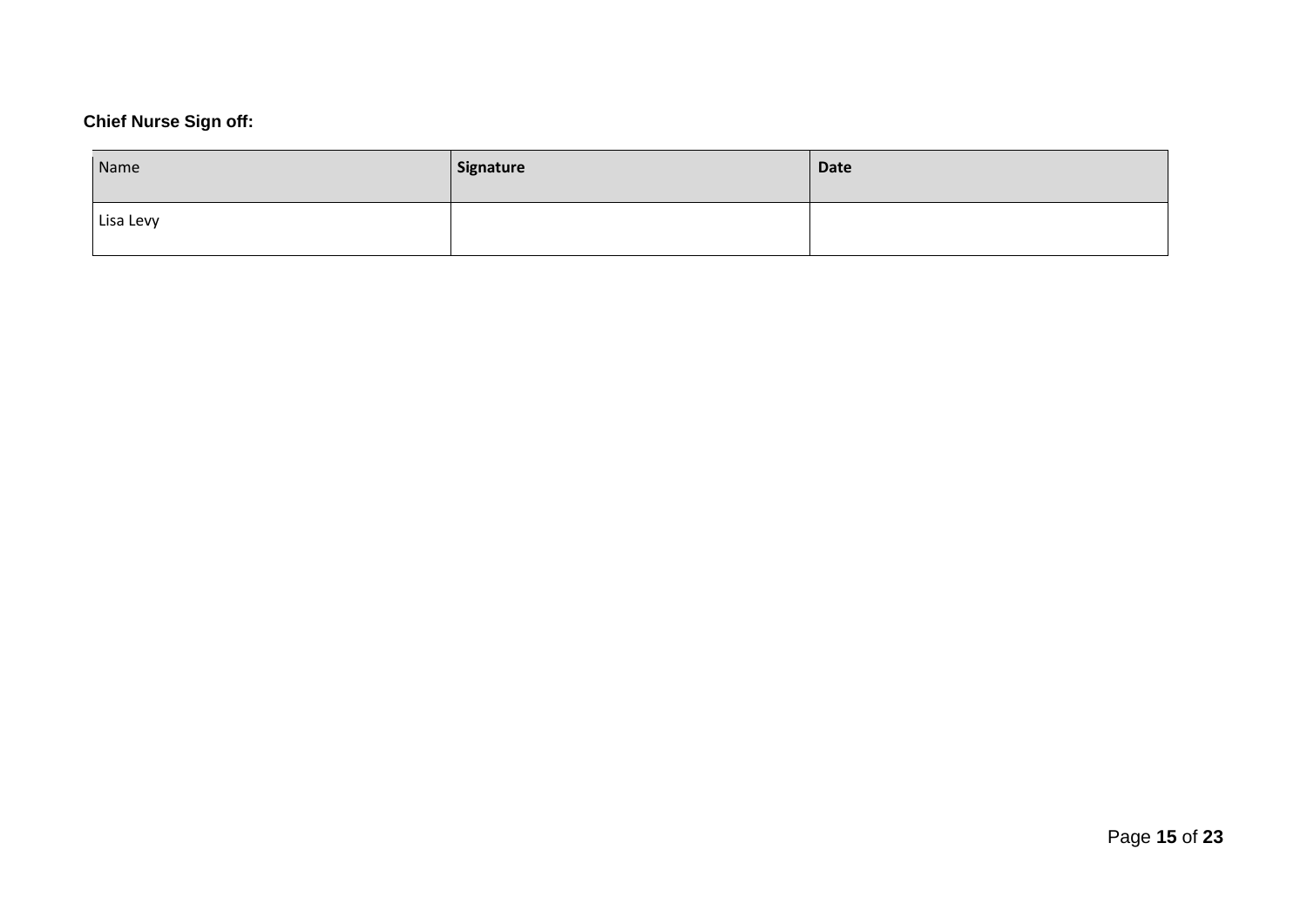**Chief Nurse Sign off:**

| Name | **Signature** | **Date** |
| --- | --- | --- |
| Lisa Levy | | |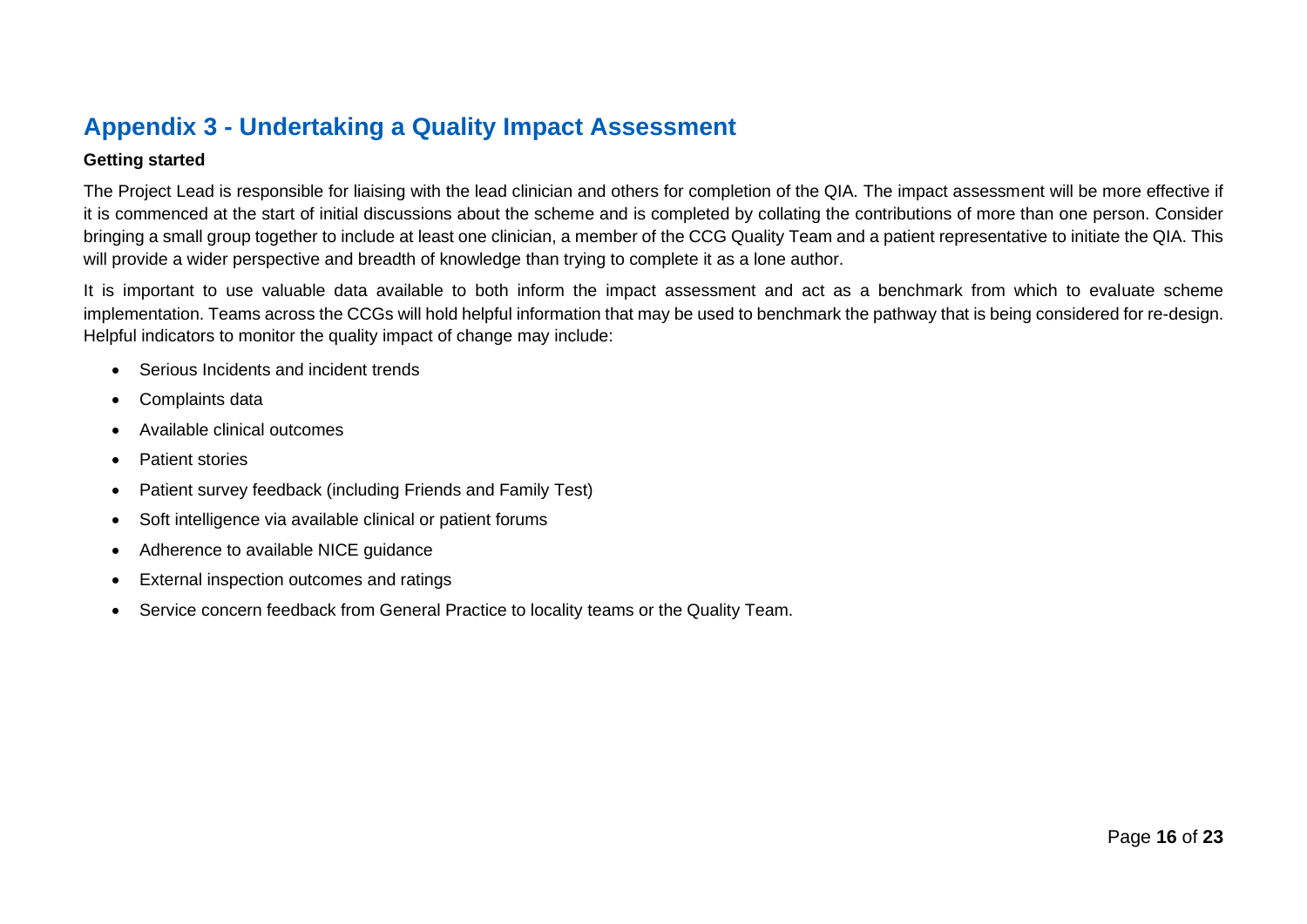## Appendix 3 - Undertaking a Quality Impact Assessment

**Getting started**

The Project Lead is responsible for liaising with the lead clinician and others for completion of the QIA. The impact assessment will be more effective if it is commenced at the start of initial discussions about the scheme and is completed by collating the contributions of more than one person. Consider bringing a small group together to include at least one clinician, a member of the CCG Quality Team and a patient representative to initiate the QIA. This will provide a wider perspective and breadth of knowledge than trying to complete it as a lone author.

It is important to use valuable data available to both inform the impact assessment and act as a benchmark from which to evaluate scheme implementation. Teams across the CCGs will hold helpful information that may be used to benchmark the pathway that is being considered for re-design. Helpful indicators to monitor the quality impact of change may include:

- Serious Incidents and incident trends
- Complaints data
- Available clinical outcomes
- Patient stories
- Patient survey feedback (including Friends and Family Test)
- Soft intelligence via available clinical or patient forums
- Adherence to available NICE guidance
- External inspection outcomes and ratings
- Service concern feedback from General Practice to locality teams or the Quality Team.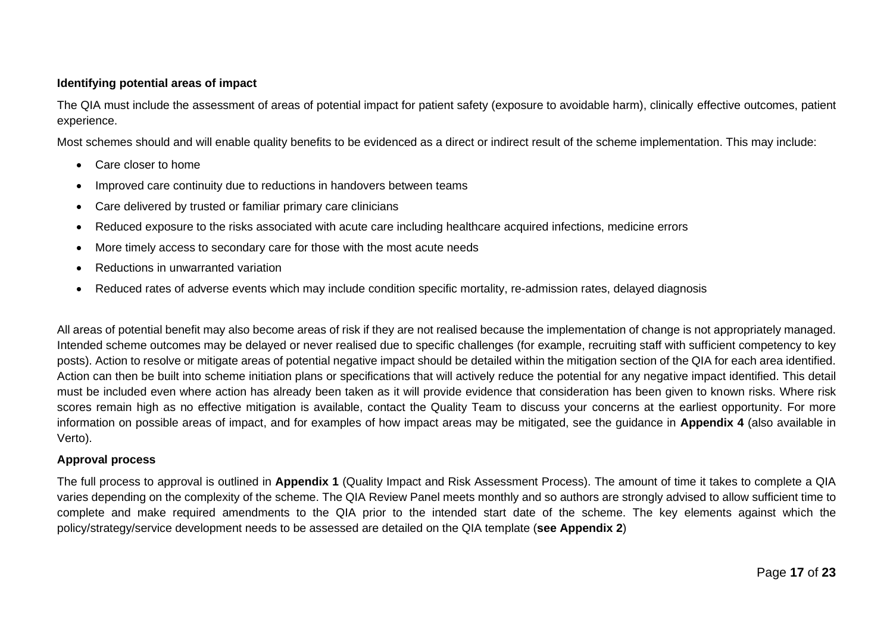**Identifying potential areas of impact**

The QIA must include the assessment of areas of potential impact for patient safety (exposure to avoidable harm), clinically effective outcomes, patient experience.

Most schemes should and will enable quality benefits to be evidenced as a direct or indirect result of the scheme implementation. This may include:

- Care closer to home
- Improved care continuity due to reductions in handovers between teams
- Care delivered by trusted or familiar primary care clinicians
- Reduced exposure to the risks associated with acute care including healthcare acquired infections, medicine errors
- More timely access to secondary care for those with the most acute needs
- Reductions in unwarranted variation
- Reduced rates of adverse events which may include condition specific mortality, re-admission rates, delayed diagnosis

All areas of potential benefit may also become areas of risk if they are not realised because the implementation of change is not appropriately managed. Intended scheme outcomes may be delayed or never realised due to specific challenges (for example, recruiting staff with sufficient competency to key posts). Action to resolve or mitigate areas of potential negative impact should be detailed within the mitigation section of the QIA for each area identified. Action can then be built into scheme initiation plans or specifications that will actively reduce the potential for any negative impact identified. This detail must be included even where action has already been taken as it will provide evidence that consideration has been given to known risks. Where risk scores remain high as no effective mitigation is available, contact the Quality Team to discuss your concerns at the earliest opportunity. For more information on possible areas of impact, and for examples of how impact areas may be mitigated, see the guidance in **Appendix 4** (also available in Verto).

**Approval process**

The full process to approval is outlined in **Appendix 1** (Quality Impact and Risk Assessment Process). The amount of time it takes to complete a QIA varies depending on the complexity of the scheme. The QIA Review Panel meets monthly and so authors are strongly advised to allow sufficient time to complete and make required amendments to the QIA prior to the intended start date of the scheme. The key elements against which the policy/strategy/service development needs to be assessed are detailed on the QIA template (**see Appendix 2**)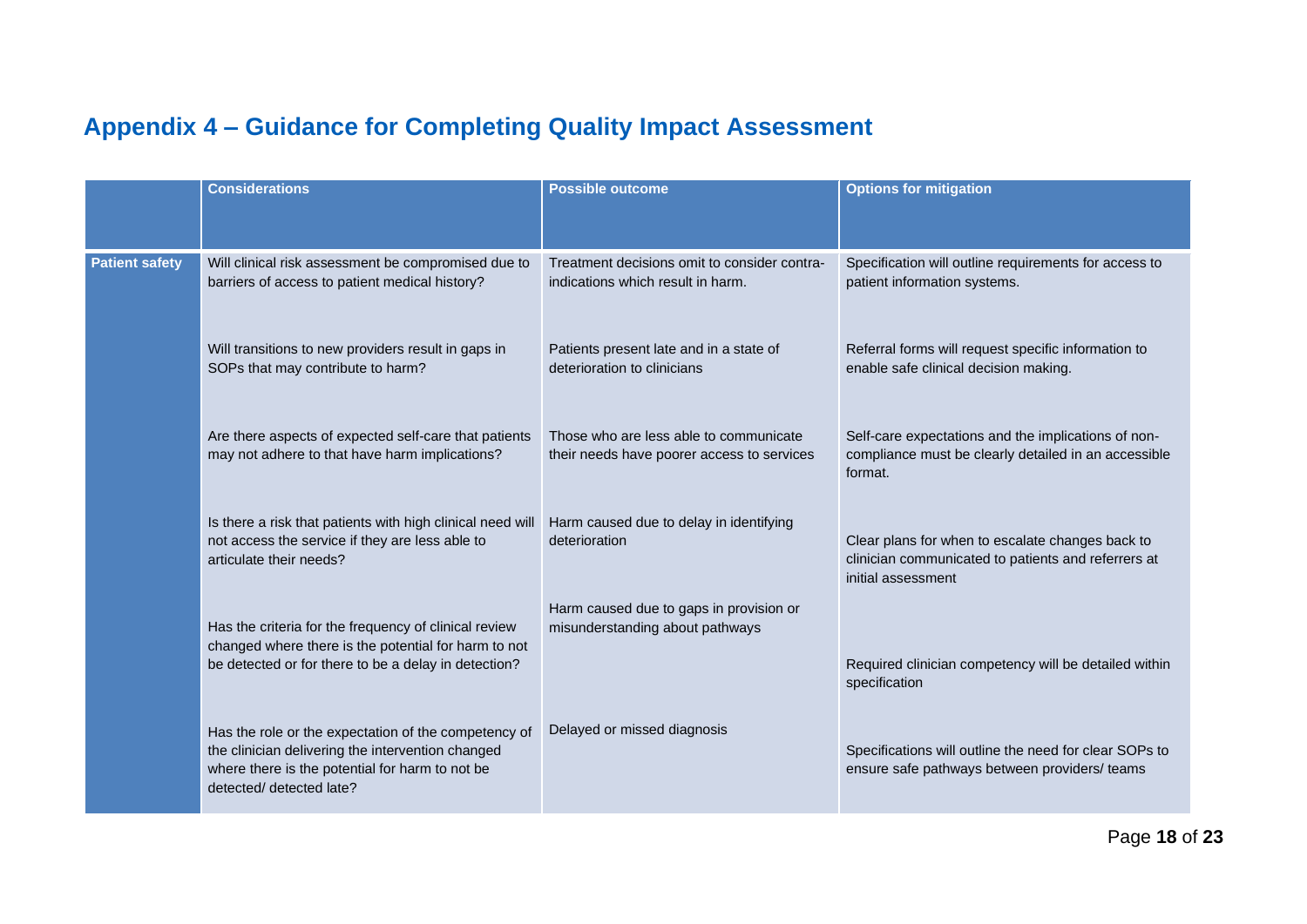# Appendix 4 – Guidance for Completing Quality Impact Assessment

| | Considerations | Possible outcome | Options for mitigation |
|---|---|---|---|
| **Patient safety** | Will clinical risk assessment be compromised due to barriers of access to patient medical history? | Treatment decisions omit to consider contra-indications which result in harm. | Specification will outline requirements for access to patient information systems. |
| | Will transitions to new providers result in gaps in SOPs that may contribute to harm? | Patients present late and in a state of deterioration to clinicians | Referral forms will request specific information to enable safe clinical decision making. |
| | Are there aspects of expected self-care that patients may not adhere to that have harm implications? | Those who are less able to communicate their needs have poorer access to services | Self-care expectations and the implications of non-compliance must be clearly detailed in an accessible format. |
| | Is there a risk that patients with high clinical need will not access the service if they are less able to articulate their needs? | Harm caused due to delay in identifying deterioration | Clear plans for when to escalate changes back to clinician communicated to patients and referrers at initial assessment |
| | Has the criteria for the frequency of clinical review changed where there is the potential for harm to not be detected or for there to be a delay in detection? | Harm caused due to gaps in provision or misunderstanding about pathways | Required clinician competency will be detailed within specification |
| | Has the role or the expectation of the competency of the clinician delivering the intervention changed where there is the potential for harm to not be detected/ detected late? | Delayed or missed diagnosis | Specifications will outline the need for clear SOPs to ensure safe pathways between providers/ teams |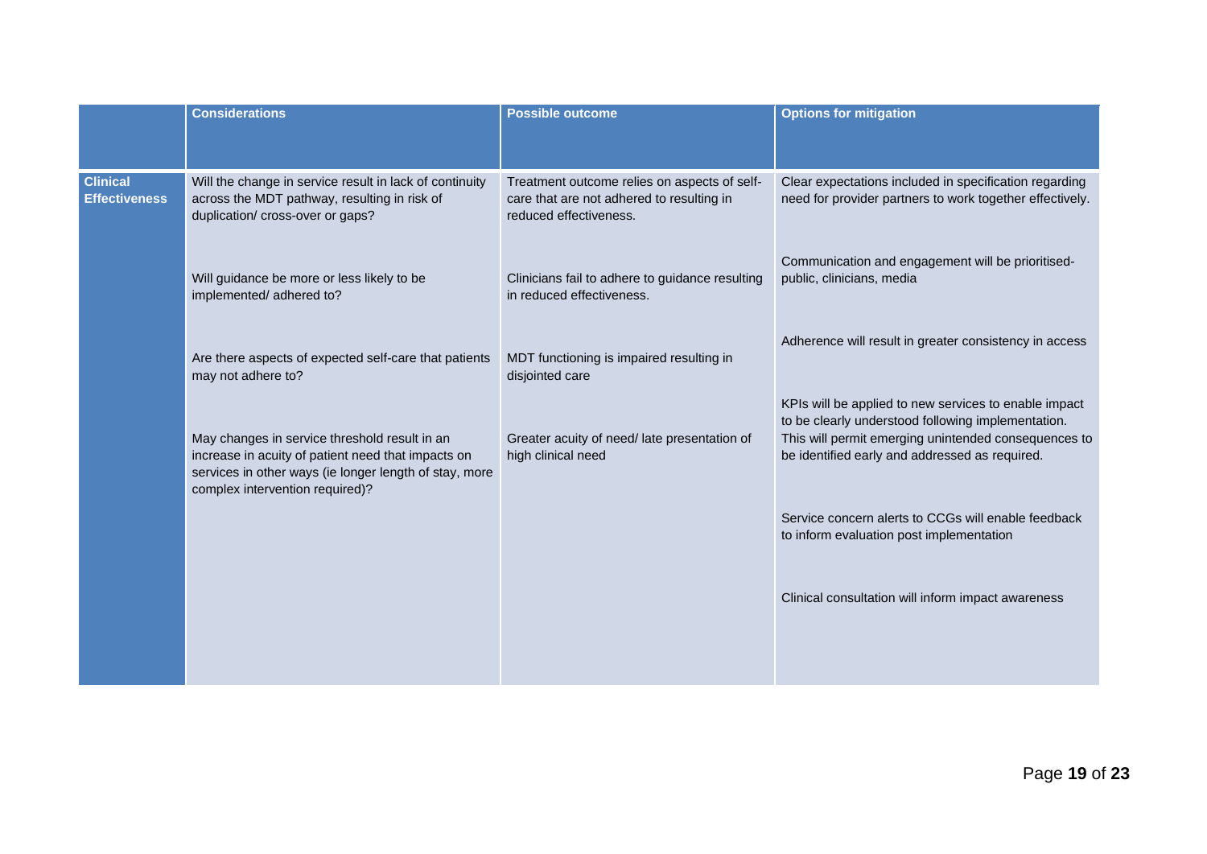| | Considerations | Possible outcome | Options for mitigation |
|---|---|---|---|
| **Clinical Effectiveness** | Will the change in service result in lack of continuity across the MDT pathway, resulting in risk of duplication/ cross-over or gaps? | Treatment outcome relies on aspects of self-care that are not adhered to resulting in reduced effectiveness. | Clear expectations included in specification regarding need for provider partners to work together effectively. |
| | | | Communication and engagement will be prioritised- public, clinicians, media |
| | Will guidance be more or less likely to be implemented/ adhered to? | Clinicians fail to adhere to guidance resulting in reduced effectiveness. | |
| | | | Adherence will result in greater consistency in access |
| | Are there aspects of expected self-care that patients may not adhere to? | MDT functioning is impaired resulting in disjointed care | |
| | | | KPIs will be applied to new services to enable impact to be clearly understood following implementation. This will permit emerging unintended consequences to be identified early and addressed as required. |
| | May changes in service threshold result in an increase in acuity of patient need that impacts on services in other ways (ie longer length of stay, more complex intervention required)? | Greater acuity of need/ late presentation of high clinical need | |
| | | | Service concern alerts to CCGs will enable feedback to inform evaluation post implementation |
| | | | Clinical consultation will inform impact awareness |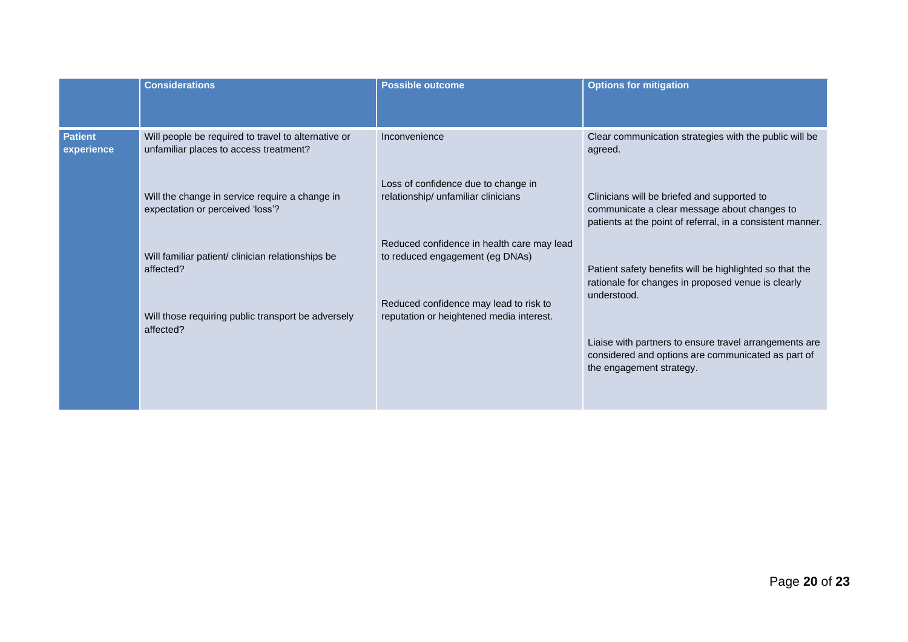| | Considerations | Possible outcome | Options for mitigation |
|---|---|---|---|
| **Patient experience** | Will people be required to travel to alternative or unfamiliar places to access treatment?<br><br>Will the change in service require a change in expectation or perceived 'loss'?<br><br>Will familiar patient/ clinician relationships be affected?<br><br>Will those requiring public transport be adversely affected? | Inconvenience<br><br>Loss of confidence due to change in relationship/ unfamiliar clinicians<br><br>Reduced confidence in health care may lead to reduced engagement (eg DNAs)<br><br>Reduced confidence may lead to risk to reputation or heightened media interest. | Clear communication strategies with the public will be agreed.<br><br>Clinicians will be briefed and supported to communicate a clear message about changes to patients at the point of referral, in a consistent manner.<br><br>Patient safety benefits will be highlighted so that the rationale for changes in proposed venue is clearly understood.<br><br>Liaise with partners to ensure travel arrangements are considered and options are communicated as part of the engagement strategy. |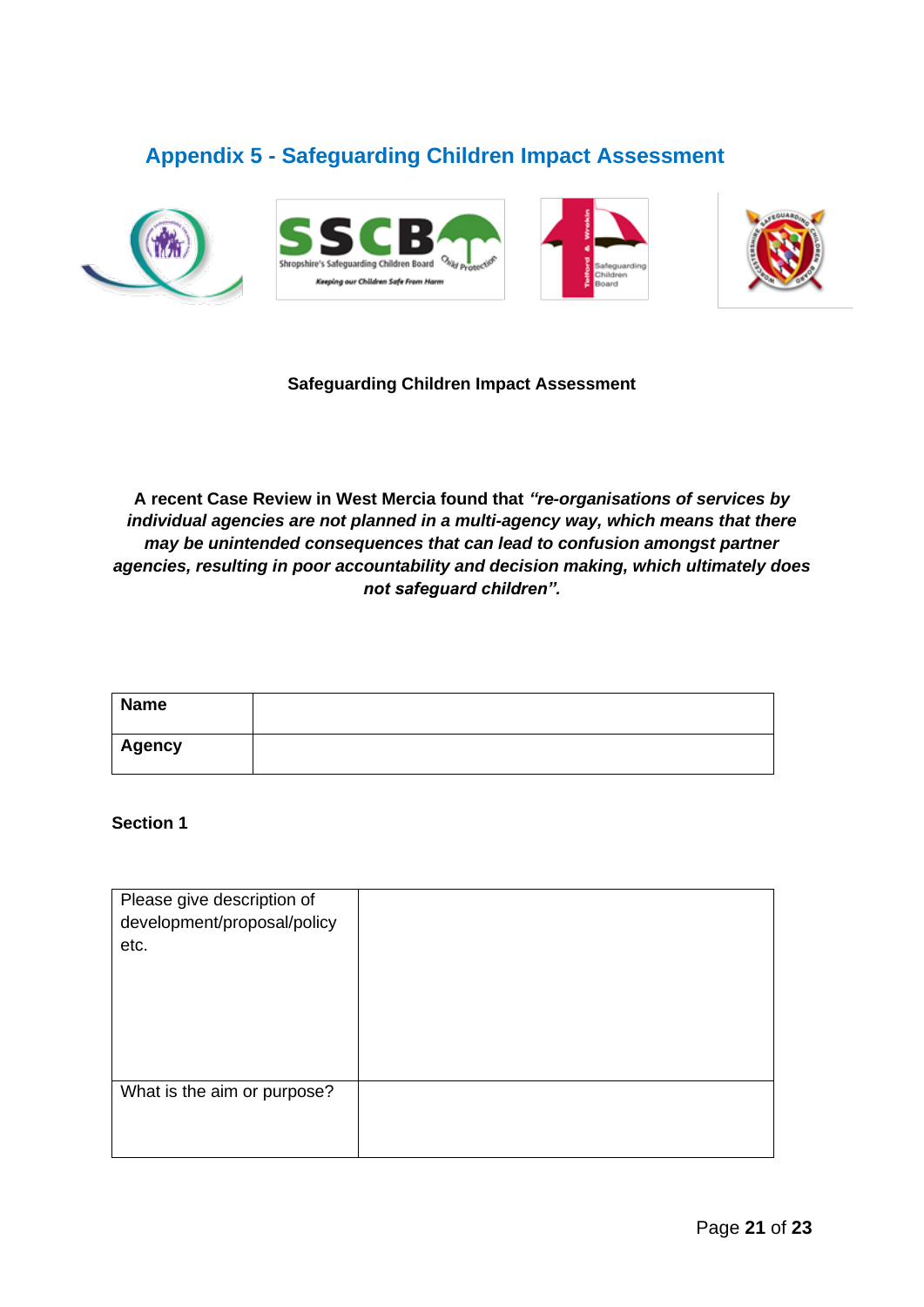## Appendix 5 - Safeguarding Children Impact Assessment

**Safeguarding Children Impact Assessment**

**A recent Case Review in West Mercia found that *"re-organisations of services by individual agencies are not planned in a multi-agency way, which means that there may be unintended consequences that can lead to confusion amongst partner agencies, resulting in poor accountability and decision making, which ultimately does not safeguard children".***

| **Name** | |
|---|---|
| **Agency** | |

**Section 1**

| Please give description of development/proposal/policy etc. | |
|---|---|
| What is the aim or purpose? | |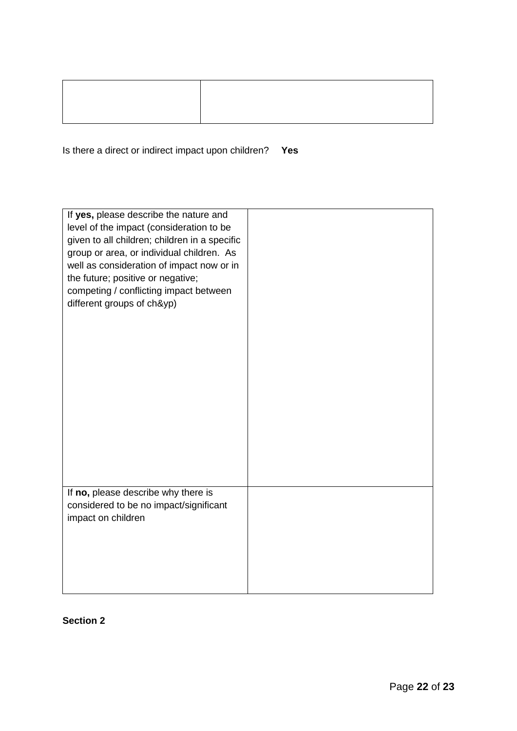| | |
|---|---|
| | |

Is there a direct or indirect impact upon children? **Yes**

| | |
|---|---|
| If **yes,** please describe the nature and level of the impact (consideration to be given to all children; children in a specific group or area, or individual children. As well as consideration of impact now or in the future; positive or negative; competing / conflicting impact between different groups of ch&yp) | |
| If **no,** please describe why there is considered to be no impact/significant impact on children | |

**Section 2**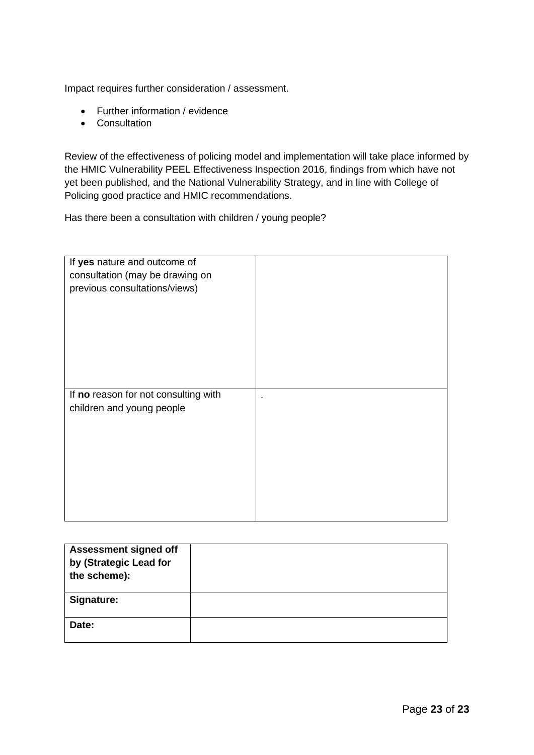Impact requires further consideration / assessment.

- Further information / evidence
- Consultation

Review of the effectiveness of policing model and implementation will take place informed by the HMIC Vulnerability PEEL Effectiveness Inspection 2016, findings from which have not yet been published, and the National Vulnerability Strategy, and in line with College of Policing good practice and HMIC recommendations.

Has there been a consultation with children / young people?

| | |
|---|---|
| If **yes** nature and outcome of consultation (may be drawing on previous consultations/views) | |
| If **no** reason for not consulting with children and young people | . |

| | |
|---|---|
| **Assessment signed off by (Strategic Lead for the scheme):** | |
| **Signature:** | |
| **Date:** | |